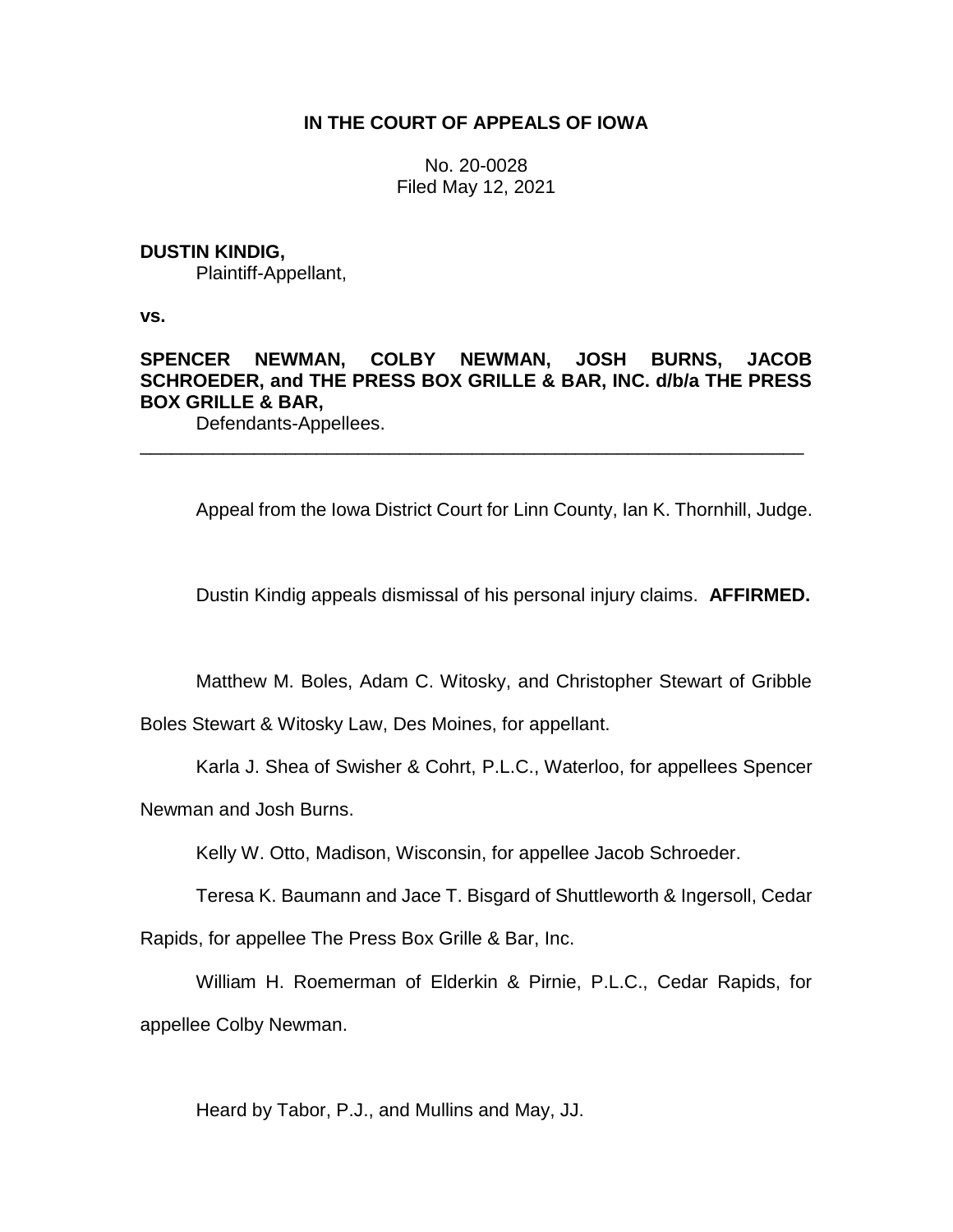# IN THE COURT OF APPEALS OF IOWA

No. 20-0028
Filed May 12, 2021

**DUSTIN KINDIG,**
Plaintiff-Appellant,

**vs.**

**SPENCER NEWMAN, COLBY NEWMAN, JOSH BURNS, JACOB SCHROEDER, and THE PRESS BOX GRILLE & BAR, INC. d/b/a THE PRESS BOX GRILLE & BAR,**
Defendants-Appellees.

---

Appeal from the Iowa District Court for Linn County, Ian K. Thornhill, Judge.

Dustin Kindig appeals dismissal of his personal injury claims. **AFFIRMED.**

Matthew M. Boles, Adam C. Witosky, and Christopher Stewart of Gribble Boles Stewart & Witosky Law, Des Moines, for appellant.

Karla J. Shea of Swisher & Cohrt, P.L.C., Waterloo, for appellees Spencer Newman and Josh Burns.

Kelly W. Otto, Madison, Wisconsin, for appellee Jacob Schroeder.

Teresa K. Baumann and Jace T. Bisgard of Shuttleworth & Ingersoll, Cedar Rapids, for appellee The Press Box Grille & Bar, Inc.

William H. Roemerman of Elderkin & Pirnie, P.L.C., Cedar Rapids, for appellee Colby Newman.

Heard by Tabor, P.J., and Mullins and May, JJ.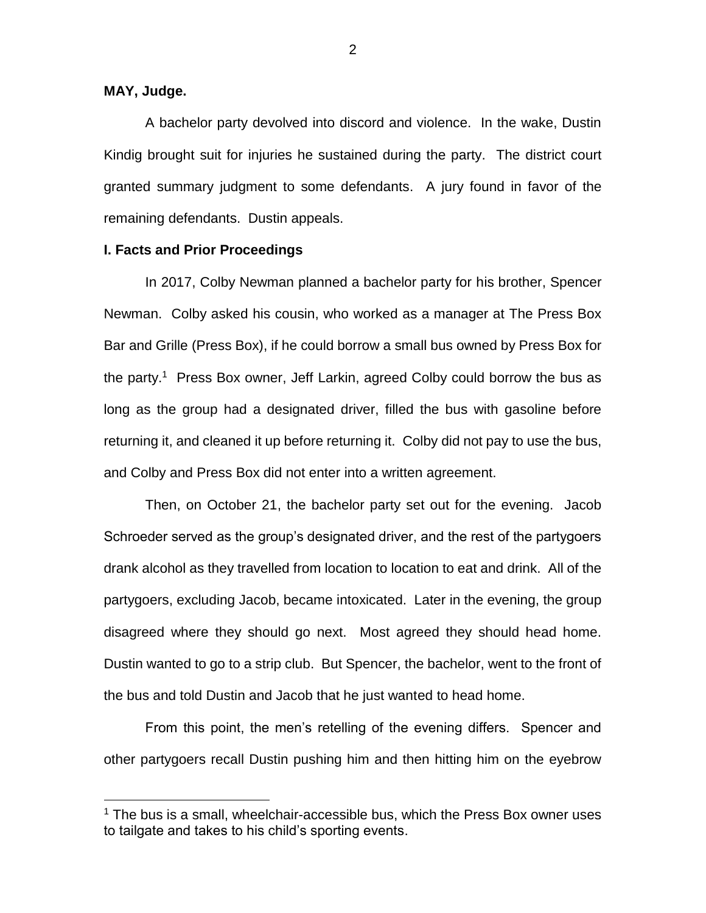**MAY, Judge.**

A bachelor party devolved into discord and violence. In the wake, Dustin Kindig brought suit for injuries he sustained during the party. The district court granted summary judgment to some defendants. A jury found in favor of the remaining defendants. Dustin appeals.

## I. Facts and Prior Proceedings

In 2017, Colby Newman planned a bachelor party for his brother, Spencer Newman. Colby asked his cousin, who worked as a manager at The Press Box Bar and Grille (Press Box), if he could borrow a small bus owned by Press Box for the party.[1] Press Box owner, Jeff Larkin, agreed Colby could borrow the bus as long as the group had a designated driver, filled the bus with gasoline before returning it, and cleaned it up before returning it. Colby did not pay to use the bus, and Colby and Press Box did not enter into a written agreement.

Then, on October 21, the bachelor party set out for the evening. Jacob Schroeder served as the group's designated driver, and the rest of the partygoers drank alcohol as they travelled from location to location to eat and drink. All of the partygoers, excluding Jacob, became intoxicated. Later in the evening, the group disagreed where they should go next. Most agreed they should head home. Dustin wanted to go to a strip club. But Spencer, the bachelor, went to the front of the bus and told Dustin and Jacob that he just wanted to head home.

From this point, the men's retelling of the evening differs. Spencer and other partygoers recall Dustin pushing him and then hitting him on the eyebrow

[1] The bus is a small, wheelchair-accessible bus, which the Press Box owner uses to tailgate and takes to his child's sporting events.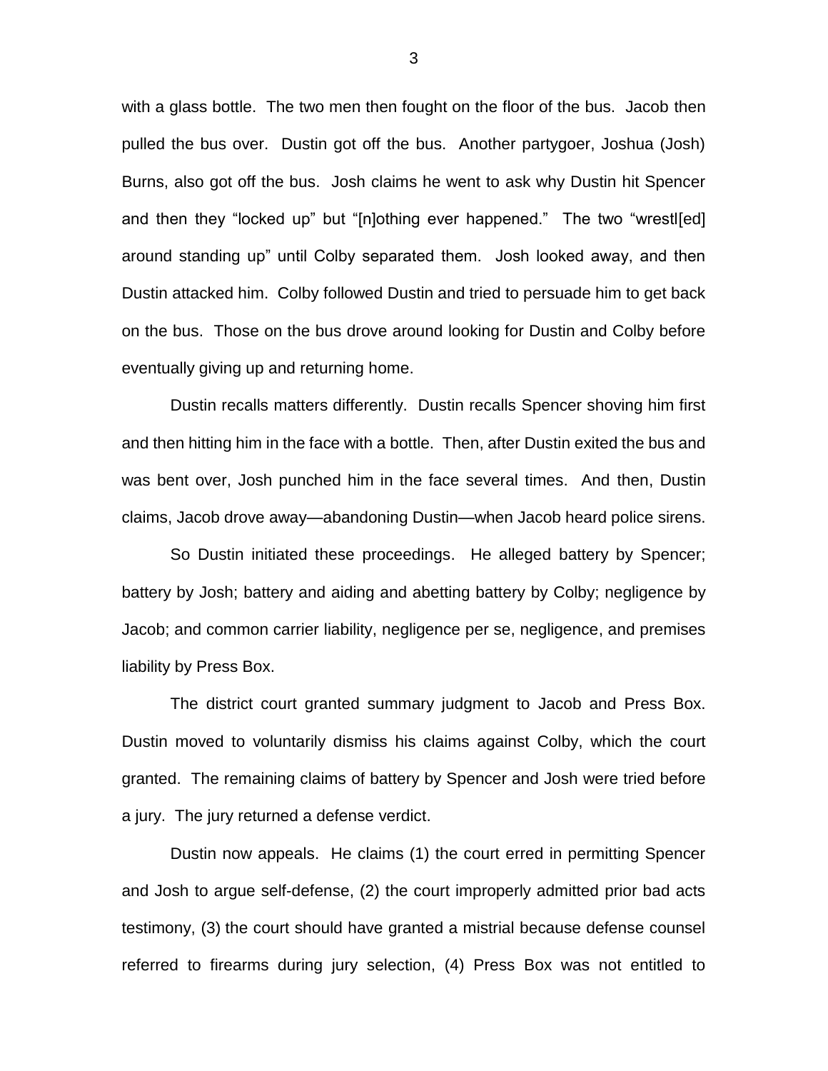with a glass bottle. The two men then fought on the floor of the bus. Jacob then pulled the bus over. Dustin got off the bus. Another partygoer, Joshua (Josh) Burns, also got off the bus. Josh claims he went to ask why Dustin hit Spencer and then they "locked up" but "[n]othing ever happened." The two "wrestl[ed] around standing up" until Colby separated them. Josh looked away, and then Dustin attacked him. Colby followed Dustin and tried to persuade him to get back on the bus. Those on the bus drove around looking for Dustin and Colby before eventually giving up and returning home.

Dustin recalls matters differently. Dustin recalls Spencer shoving him first and then hitting him in the face with a bottle. Then, after Dustin exited the bus and was bent over, Josh punched him in the face several times. And then, Dustin claims, Jacob drove away—abandoning Dustin—when Jacob heard police sirens.

So Dustin initiated these proceedings. He alleged battery by Spencer; battery by Josh; battery and aiding and abetting battery by Colby; negligence by Jacob; and common carrier liability, negligence per se, negligence, and premises liability by Press Box.

The district court granted summary judgment to Jacob and Press Box. Dustin moved to voluntarily dismiss his claims against Colby, which the court granted. The remaining claims of battery by Spencer and Josh were tried before a jury. The jury returned a defense verdict.

Dustin now appeals. He claims (1) the court erred in permitting Spencer and Josh to argue self-defense, (2) the court improperly admitted prior bad acts testimony, (3) the court should have granted a mistrial because defense counsel referred to firearms during jury selection, (4) Press Box was not entitled to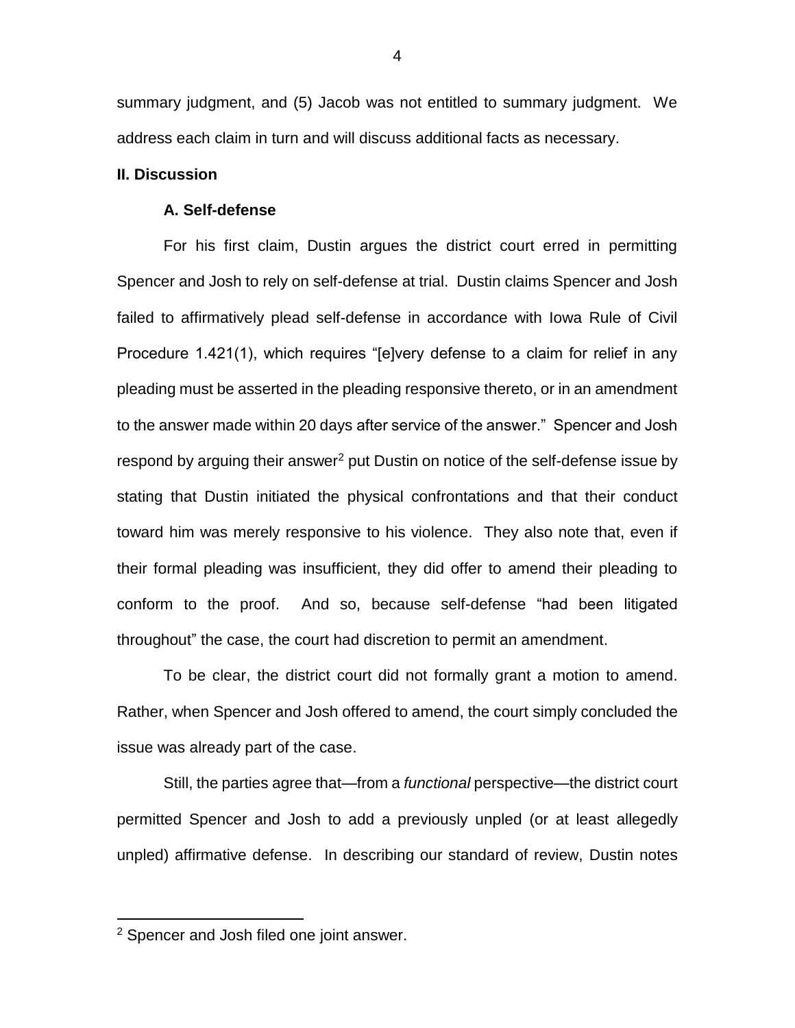summary judgment, and (5) Jacob was not entitled to summary judgment. We address each claim in turn and will discuss additional facts as necessary.

## II. Discussion

### A. Self-defense

For his first claim, Dustin argues the district court erred in permitting Spencer and Josh to rely on self-defense at trial. Dustin claims Spencer and Josh failed to affirmatively plead self-defense in accordance with Iowa Rule of Civil Procedure 1.421(1), which requires "[e]very defense to a claim for relief in any pleading must be asserted in the pleading responsive thereto, or in an amendment to the answer made within 20 days after service of the answer." Spencer and Josh respond by arguing their answer[2] put Dustin on notice of the self-defense issue by stating that Dustin initiated the physical confrontations and that their conduct toward him was merely responsive to his violence. They also note that, even if their formal pleading was insufficient, they did offer to amend their pleading to conform to the proof. And so, because self-defense "had been litigated throughout" the case, the court had discretion to permit an amendment.

To be clear, the district court did not formally grant a motion to amend. Rather, when Spencer and Josh offered to amend, the court simply concluded the issue was already part of the case.

Still, the parties agree that—from a *functional* perspective—the district court permitted Spencer and Josh to add a previously unpled (or at least allegedly unpled) affirmative defense. In describing our standard of review, Dustin notes

[2] Spencer and Josh filed one joint answer.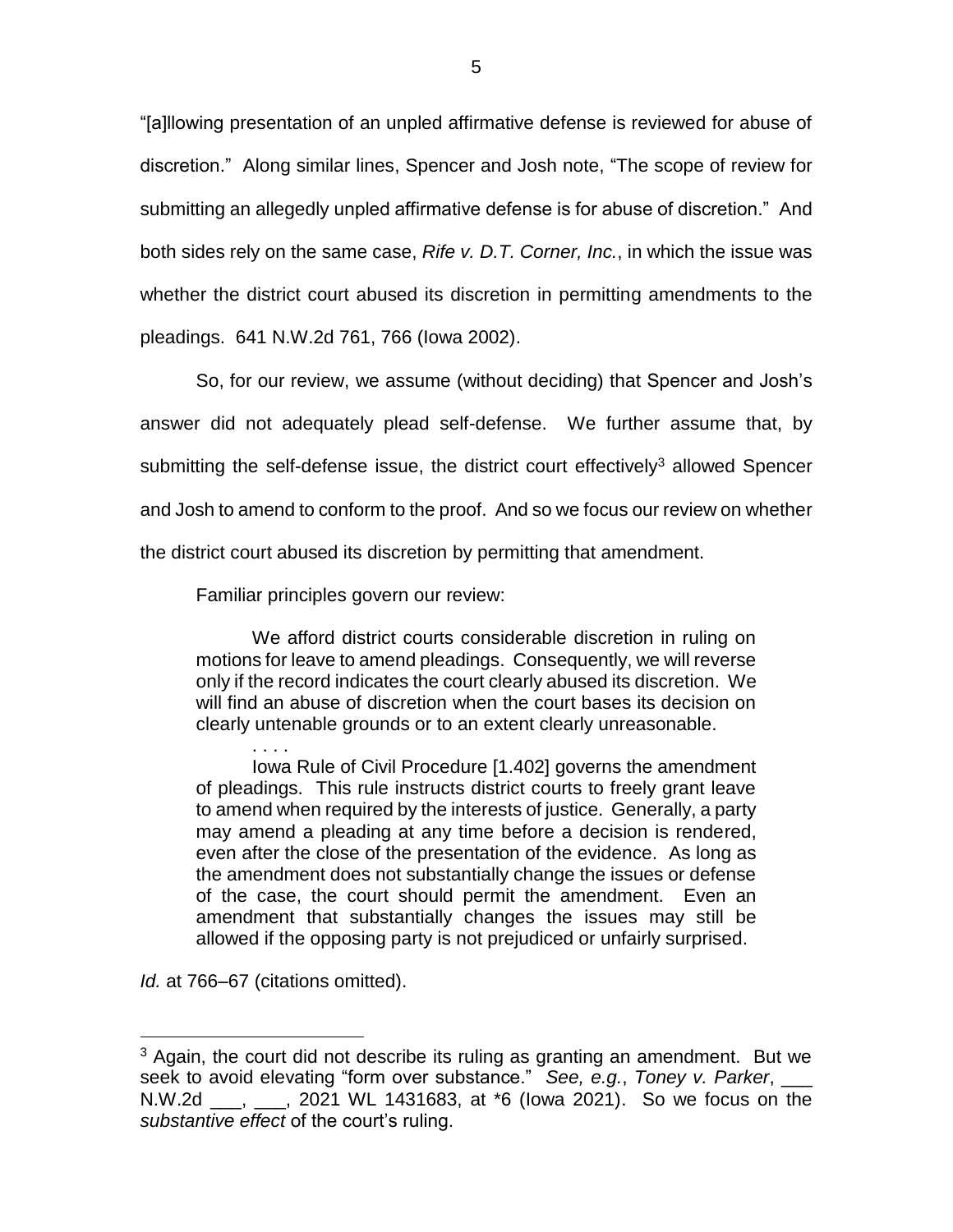"[a]llowing presentation of an unpled affirmative defense is reviewed for abuse of discretion." Along similar lines, Spencer and Josh note, "The scope of review for submitting an allegedly unpled affirmative defense is for abuse of discretion." And both sides rely on the same case, *Rife v. D.T. Corner, Inc.*, in which the issue was whether the district court abused its discretion in permitting amendments to the pleadings. 641 N.W.2d 761, 766 (Iowa 2002).

So, for our review, we assume (without deciding) that Spencer and Josh's answer did not adequately plead self-defense. We further assume that, by submitting the self-defense issue, the district court effectively[3] allowed Spencer and Josh to amend to conform to the proof. And so we focus our review on whether the district court abused its discretion by permitting that amendment.

Familiar principles govern our review:

> We afford district courts considerable discretion in ruling on motions for leave to amend pleadings. Consequently, we will reverse only if the record indicates the court clearly abused its discretion. We will find an abuse of discretion when the court bases its decision on clearly untenable grounds or to an extent clearly unreasonable.
>
> . . . .
>
> Iowa Rule of Civil Procedure [1.402] governs the amendment of pleadings. This rule instructs district courts to freely grant leave to amend when required by the interests of justice. Generally, a party may amend a pleading at any time before a decision is rendered, even after the close of the presentation of the evidence. As long as the amendment does not substantially change the issues or defense of the case, the court should permit the amendment. Even an amendment that substantially changes the issues may still be allowed if the opposing party is not prejudiced or unfairly surprised.

*Id.* at 766–67 (citations omitted).

---

[3] Again, the court did not describe its ruling as granting an amendment. But we seek to avoid elevating "form over substance." *See, e.g.*, *Toney v. Parker*, ___ N.W.2d ___, ___, 2021 WL 1431683, at *6 (Iowa 2021). So we focus on the *substantive effect* of the court's ruling.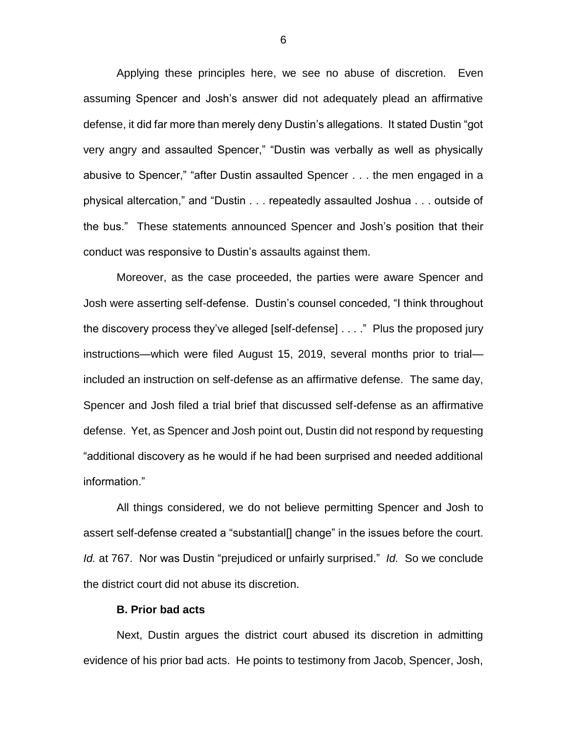Applying these principles here, we see no abuse of discretion. Even assuming Spencer and Josh's answer did not adequately plead an affirmative defense, it did far more than merely deny Dustin's allegations. It stated Dustin "got very angry and assaulted Spencer," "Dustin was verbally as well as physically abusive to Spencer," "after Dustin assaulted Spencer . . . the men engaged in a physical altercation," and "Dustin . . . repeatedly assaulted Joshua . . . outside of the bus." These statements announced Spencer and Josh's position that their conduct was responsive to Dustin's assaults against them.

Moreover, as the case proceeded, the parties were aware Spencer and Josh were asserting self-defense. Dustin's counsel conceded, "I think throughout the discovery process they've alleged [self-defense] . . . ." Plus the proposed jury instructions—which were filed August 15, 2019, several months prior to trial—included an instruction on self-defense as an affirmative defense. The same day, Spencer and Josh filed a trial brief that discussed self-defense as an affirmative defense. Yet, as Spencer and Josh point out, Dustin did not respond by requesting "additional discovery as he would if he had been surprised and needed additional information."

All things considered, we do not believe permitting Spencer and Josh to assert self-defense created a "substantial[] change" in the issues before the court. *Id.* at 767. Nor was Dustin "prejudiced or unfairly surprised." *Id.* So we conclude the district court did not abuse its discretion.

**B. Prior bad acts**

Next, Dustin argues the district court abused its discretion in admitting evidence of his prior bad acts. He points to testimony from Jacob, Spencer, Josh,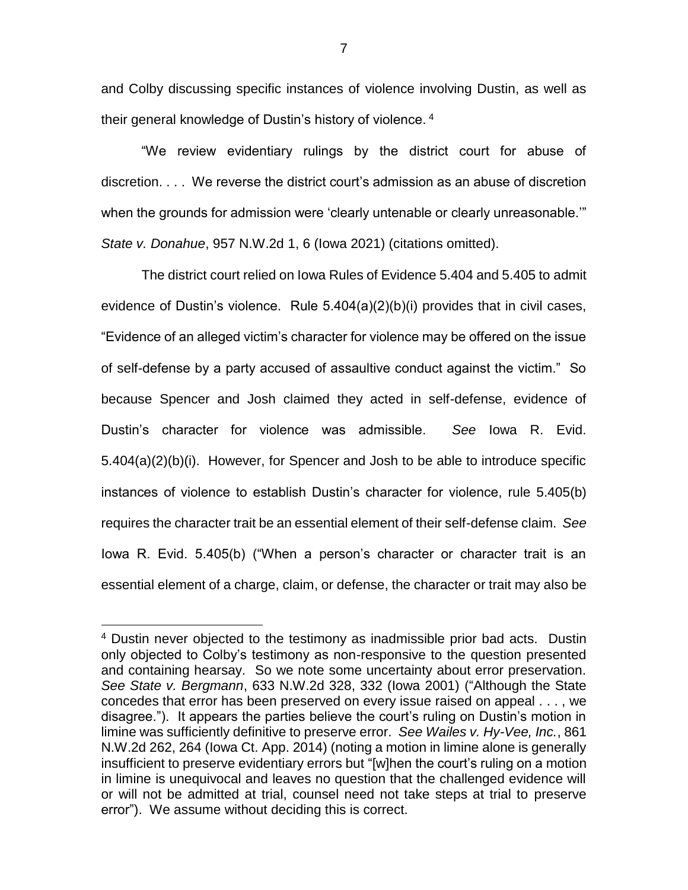and Colby discussing specific instances of violence involving Dustin, as well as their general knowledge of Dustin's history of violence.[4]

"We review evidentiary rulings by the district court for abuse of discretion. . . . We reverse the district court's admission as an abuse of discretion when the grounds for admission were 'clearly untenable or clearly unreasonable.'" *State v. Donahue*, 957 N.W.2d 1, 6 (Iowa 2021) (citations omitted).

The district court relied on Iowa Rules of Evidence 5.404 and 5.405 to admit evidence of Dustin's violence. Rule 5.404(a)(2)(b)(i) provides that in civil cases, "Evidence of an alleged victim's character for violence may be offered on the issue of self-defense by a party accused of assaultive conduct against the victim." So because Spencer and Josh claimed they acted in self-defense, evidence of Dustin's character for violence was admissible. *See* Iowa R. Evid. 5.404(a)(2)(b)(i). However, for Spencer and Josh to be able to introduce specific instances of violence to establish Dustin's character for violence, rule 5.405(b) requires the character trait be an essential element of their self-defense claim. *See* Iowa R. Evid. 5.405(b) ("When a person's character or character trait is an essential element of a charge, claim, or defense, the character or trait may also be

---

[4] Dustin never objected to the testimony as inadmissible prior bad acts. Dustin only objected to Colby's testimony as non-responsive to the question presented and containing hearsay. So we note some uncertainty about error preservation. *See State v. Bergmann*, 633 N.W.2d 328, 332 (Iowa 2001) ("Although the State concedes that error has been preserved on every issue raised on appeal . . . , we disagree."). It appears the parties believe the court's ruling on Dustin's motion in limine was sufficiently definitive to preserve error. *See Wailes v. Hy-Vee, Inc.*, 861 N.W.2d 262, 264 (Iowa Ct. App. 2014) (noting a motion in limine alone is generally insufficient to preserve evidentiary errors but "[w]hen the court's ruling on a motion in limine is unequivocal and leaves no question that the challenged evidence will or will not be admitted at trial, counsel need not take steps at trial to preserve error"). We assume without deciding this is correct.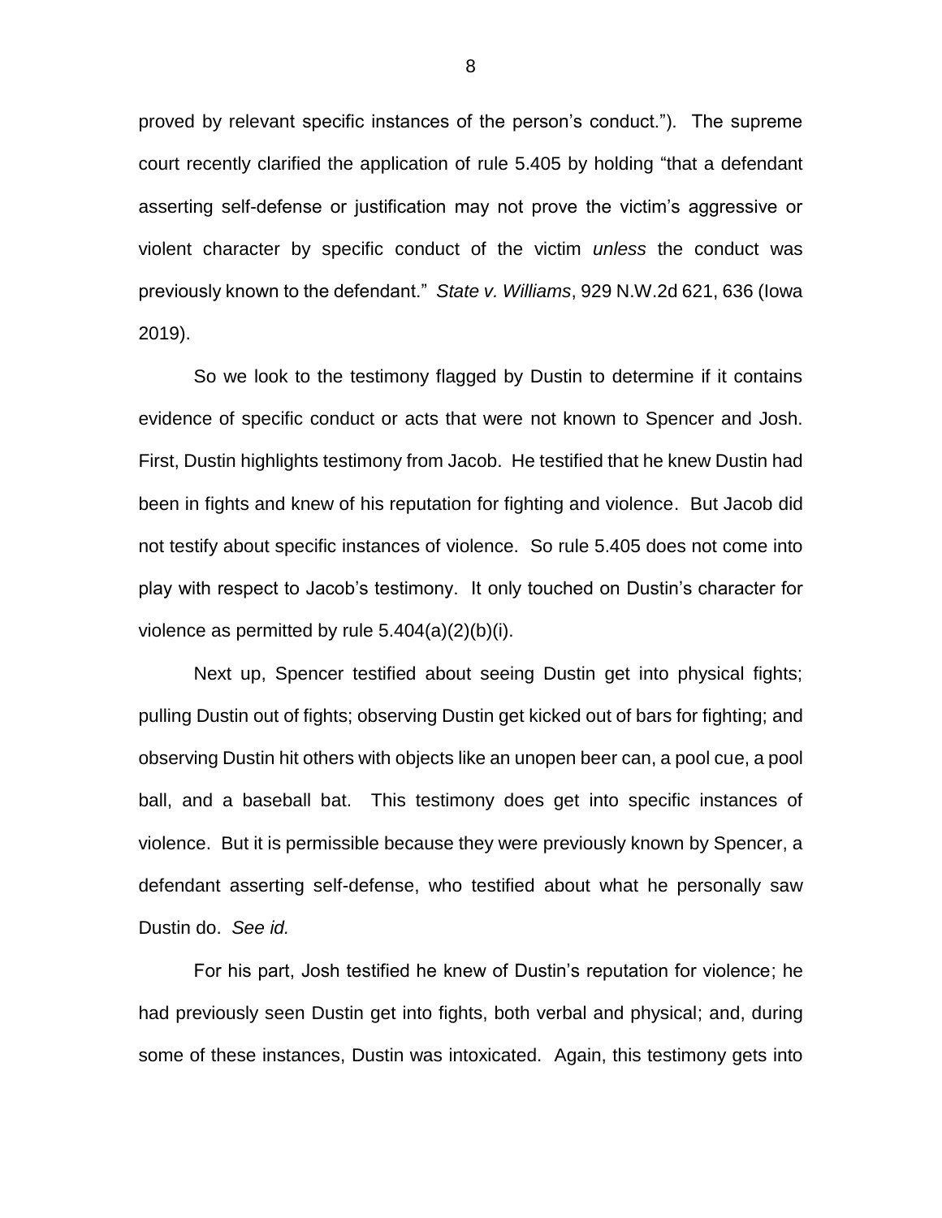proved by relevant specific instances of the person's conduct."). The supreme court recently clarified the application of rule 5.405 by holding "that a defendant asserting self-defense or justification may not prove the victim's aggressive or violent character by specific conduct of the victim *unless* the conduct was previously known to the defendant." *State v. Williams*, 929 N.W.2d 621, 636 (Iowa 2019).

So we look to the testimony flagged by Dustin to determine if it contains evidence of specific conduct or acts that were not known to Spencer and Josh. First, Dustin highlights testimony from Jacob. He testified that he knew Dustin had been in fights and knew of his reputation for fighting and violence. But Jacob did not testify about specific instances of violence. So rule 5.405 does not come into play with respect to Jacob's testimony. It only touched on Dustin's character for violence as permitted by rule 5.404(a)(2)(b)(i).

Next up, Spencer testified about seeing Dustin get into physical fights; pulling Dustin out of fights; observing Dustin get kicked out of bars for fighting; and observing Dustin hit others with objects like an unopen beer can, a pool cue, a pool ball, and a baseball bat. This testimony does get into specific instances of violence. But it is permissible because they were previously known by Spencer, a defendant asserting self-defense, who testified about what he personally saw Dustin do. *See id.*

For his part, Josh testified he knew of Dustin's reputation for violence; he had previously seen Dustin get into fights, both verbal and physical; and, during some of these instances, Dustin was intoxicated. Again, this testimony gets into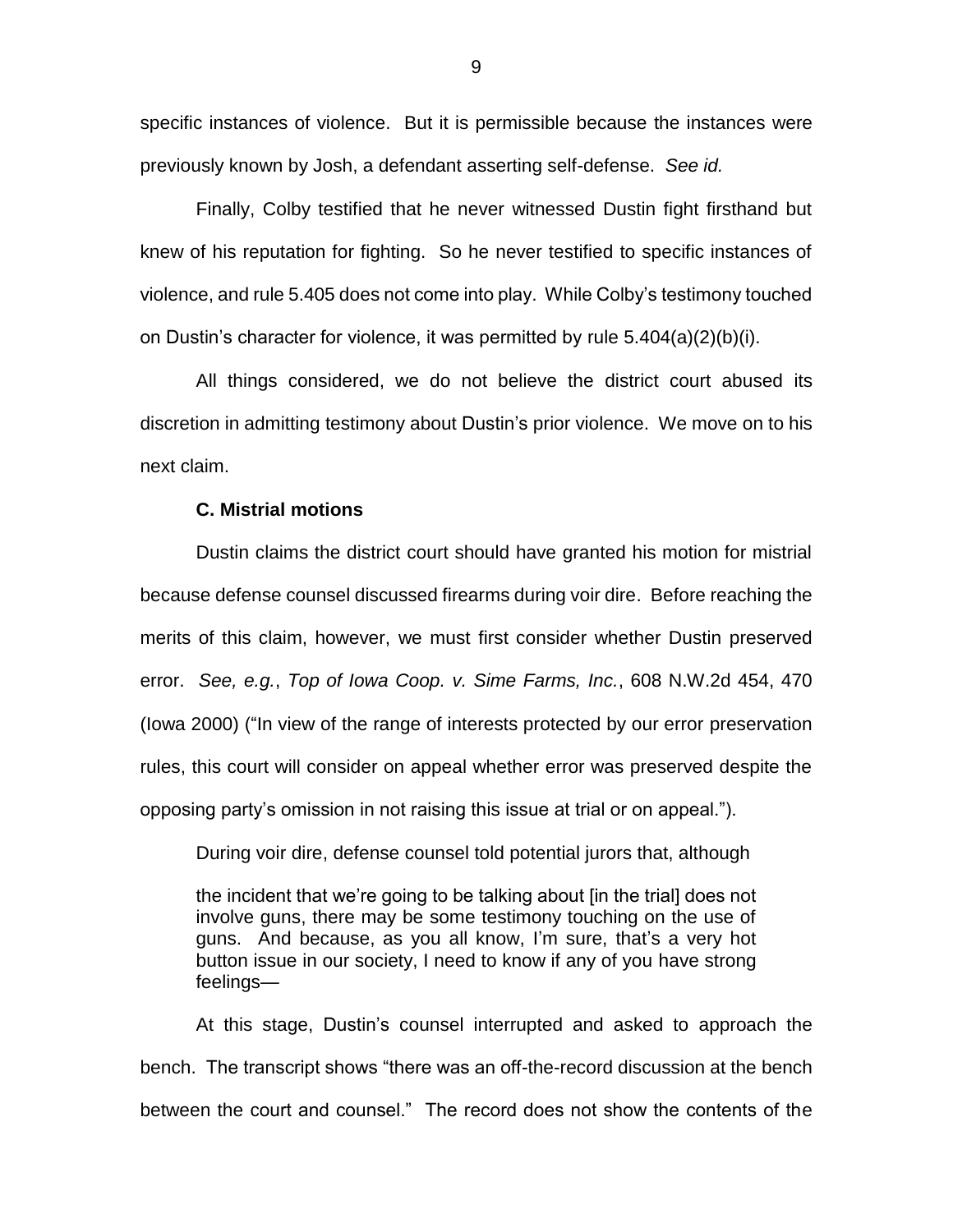specific instances of violence. But it is permissible because the instances were previously known by Josh, a defendant asserting self-defense. *See id.*

Finally, Colby testified that he never witnessed Dustin fight firsthand but knew of his reputation for fighting. So he never testified to specific instances of violence, and rule 5.405 does not come into play. While Colby's testimony touched on Dustin's character for violence, it was permitted by rule 5.404(a)(2)(b)(i).

All things considered, we do not believe the district court abused its discretion in admitting testimony about Dustin's prior violence. We move on to his next claim.

### C. Mistrial motions

Dustin claims the district court should have granted his motion for mistrial because defense counsel discussed firearms during voir dire. Before reaching the merits of this claim, however, we must first consider whether Dustin preserved error. *See, e.g.*, *Top of Iowa Coop. v. Sime Farms, Inc.*, 608 N.W.2d 454, 470 (Iowa 2000) ("In view of the range of interests protected by our error preservation rules, this court will consider on appeal whether error was preserved despite the opposing party's omission in not raising this issue at trial or on appeal.").

During voir dire, defense counsel told potential jurors that, although

> the incident that we're going to be talking about [in the trial] does not involve guns, there may be some testimony touching on the use of guns. And because, as you all know, I'm sure, that's a very hot button issue in our society, I need to know if any of you have strong feelings—

At this stage, Dustin's counsel interrupted and asked to approach the bench. The transcript shows "there was an off-the-record discussion at the bench between the court and counsel." The record does not show the contents of the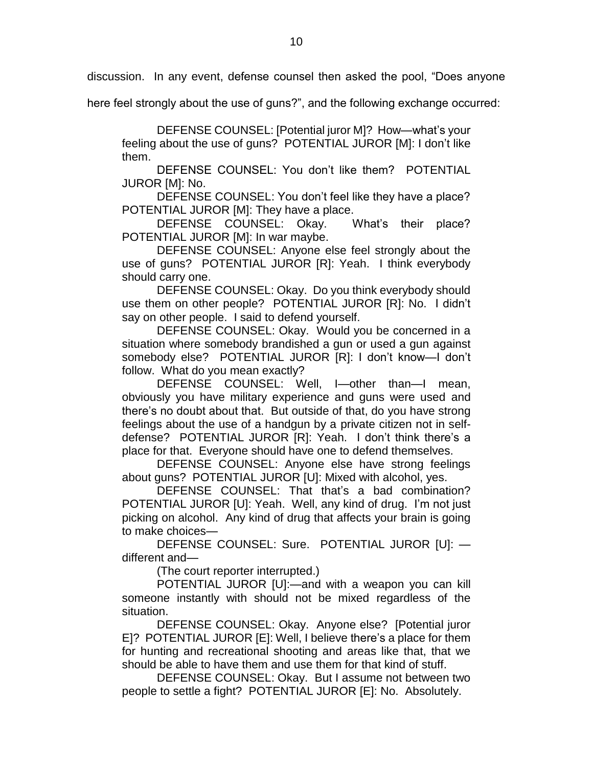discussion. In any event, defense counsel then asked the pool, "Does anyone here feel strongly about the use of guns?", and the following exchange occurred:

> DEFENSE COUNSEL: [Potential juror M]? How—what's your feeling about the use of guns? POTENTIAL JUROR [M]: I don't like them.
>
> DEFENSE COUNSEL: You don't like them? POTENTIAL JUROR [M]: No.
>
> DEFENSE COUNSEL: You don't feel like they have a place? POTENTIAL JUROR [M]: They have a place.
>
> DEFENSE COUNSEL: Okay. What's their place? POTENTIAL JUROR [M]: In war maybe.
>
> DEFENSE COUNSEL: Anyone else feel strongly about the use of guns? POTENTIAL JUROR [R]: Yeah. I think everybody should carry one.
>
> DEFENSE COUNSEL: Okay. Do you think everybody should use them on other people? POTENTIAL JUROR [R]: No. I didn't say on other people. I said to defend yourself.
>
> DEFENSE COUNSEL: Okay. Would you be concerned in a situation where somebody brandished a gun or used a gun against somebody else? POTENTIAL JUROR [R]: I don't know—I don't follow. What do you mean exactly?
>
> DEFENSE COUNSEL: Well, I—other than—I mean, obviously you have military experience and guns were used and there's no doubt about that. But outside of that, do you have strong feelings about the use of a handgun by a private citizen not in self-defense? POTENTIAL JUROR [R]: Yeah. I don't think there's a place for that. Everyone should have one to defend themselves.
>
> DEFENSE COUNSEL: Anyone else have strong feelings about guns? POTENTIAL JUROR [U]: Mixed with alcohol, yes.
>
> DEFENSE COUNSEL: That that's a bad combination? POTENTIAL JUROR [U]: Yeah. Well, any kind of drug. I'm not just picking on alcohol. Any kind of drug that affects your brain is going to make choices—
>
> DEFENSE COUNSEL: Sure. POTENTIAL JUROR [U]: —different and—
>
> (The court reporter interrupted.)
>
> POTENTIAL JUROR [U]:—and with a weapon you can kill someone instantly with should not be mixed regardless of the situation.
>
> DEFENSE COUNSEL: Okay. Anyone else? [Potential juror E]? POTENTIAL JUROR [E]: Well, I believe there's a place for them for hunting and recreational shooting and areas like that, that we should be able to have them and use them for that kind of stuff.
>
> DEFENSE COUNSEL: Okay. But I assume not between two people to settle a fight? POTENTIAL JUROR [E]: No. Absolutely.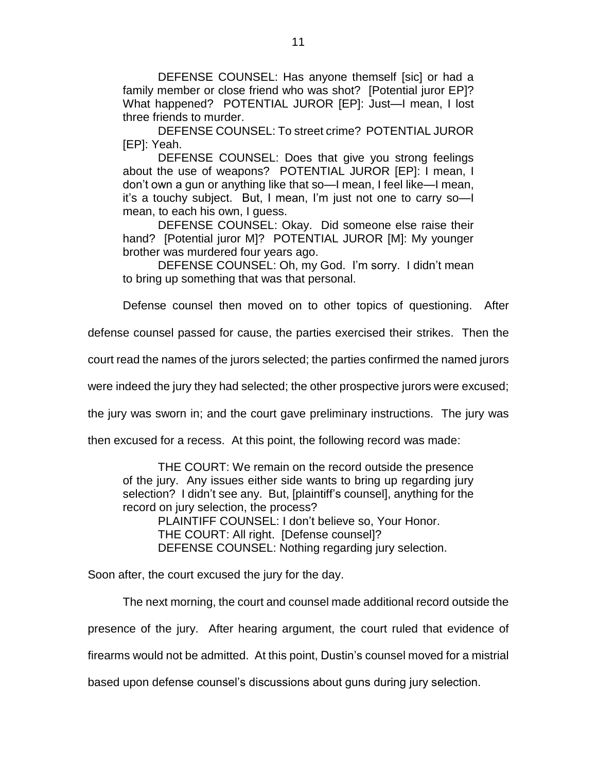> DEFENSE COUNSEL: Has anyone themself [sic] or had a family member or close friend who was shot? [Potential juror EP]? What happened? POTENTIAL JUROR [EP]: Just—I mean, I lost three friends to murder.
>
> DEFENSE COUNSEL: To street crime? POTENTIAL JUROR [EP]: Yeah.
>
> DEFENSE COUNSEL: Does that give you strong feelings about the use of weapons? POTENTIAL JUROR [EP]: I mean, I don't own a gun or anything like that so—I mean, I feel like—I mean, it's a touchy subject. But, I mean, I'm just not one to carry so—I mean, to each his own, I guess.
>
> DEFENSE COUNSEL: Okay. Did someone else raise their hand? [Potential juror M]? POTENTIAL JUROR [M]: My younger brother was murdered four years ago.
>
> DEFENSE COUNSEL: Oh, my God. I'm sorry. I didn't mean to bring up something that was that personal.

Defense counsel then moved on to other topics of questioning. After defense counsel passed for cause, the parties exercised their strikes. Then the court read the names of the jurors selected; the parties confirmed the named jurors were indeed the jury they had selected; the other prospective jurors were excused; the jury was sworn in; and the court gave preliminary instructions. The jury was then excused for a recess. At this point, the following record was made:

> THE COURT: We remain on the record outside the presence of the jury. Any issues either side wants to bring up regarding jury selection? I didn't see any. But, [plaintiff's counsel], anything for the record on jury selection, the process?
>
> PLAINTIFF COUNSEL: I don't believe so, Your Honor.
>
> THE COURT: All right. [Defense counsel]?
>
> DEFENSE COUNSEL: Nothing regarding jury selection.

Soon after, the court excused the jury for the day.

The next morning, the court and counsel made additional record outside the presence of the jury. After hearing argument, the court ruled that evidence of firearms would not be admitted. At this point, Dustin's counsel moved for a mistrial based upon defense counsel's discussions about guns during jury selection.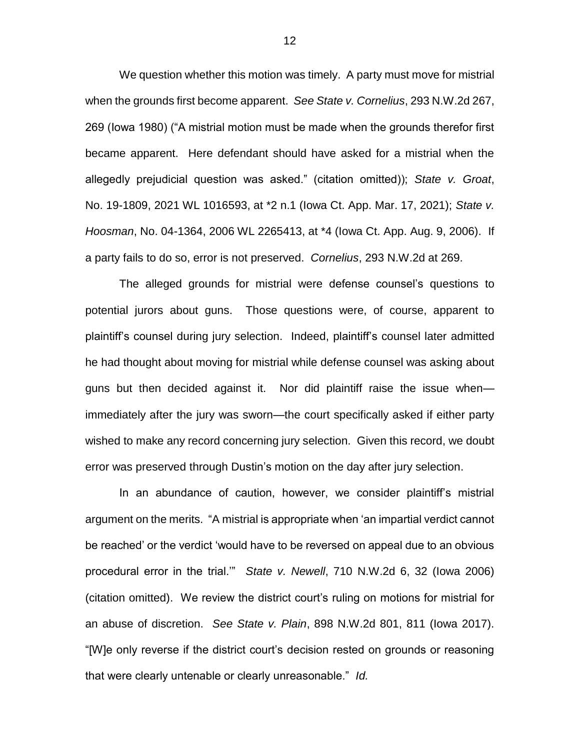We question whether this motion was timely. A party must move for mistrial when the grounds first become apparent. *See State v. Cornelius*, 293 N.W.2d 267, 269 (Iowa 1980) ("A mistrial motion must be made when the grounds therefor first became apparent. Here defendant should have asked for a mistrial when the allegedly prejudicial question was asked." (citation omitted)); *State v. Groat*, No. 19-1809, 2021 WL 1016593, at *2 n.1 (Iowa Ct. App. Mar. 17, 2021); *State v. Hoosman*, No. 04-1364, 2006 WL 2265413, at *4 (Iowa Ct. App. Aug. 9, 2006). If a party fails to do so, error is not preserved. *Cornelius*, 293 N.W.2d at 269.

The alleged grounds for mistrial were defense counsel's questions to potential jurors about guns. Those questions were, of course, apparent to plaintiff's counsel during jury selection. Indeed, plaintiff's counsel later admitted he had thought about moving for mistrial while defense counsel was asking about guns but then decided against it. Nor did plaintiff raise the issue when—immediately after the jury was sworn—the court specifically asked if either party wished to make any record concerning jury selection. Given this record, we doubt error was preserved through Dustin's motion on the day after jury selection.

In an abundance of caution, however, we consider plaintiff's mistrial argument on the merits. "A mistrial is appropriate when 'an impartial verdict cannot be reached' or the verdict 'would have to be reversed on appeal due to an obvious procedural error in the trial.'" *State v. Newell*, 710 N.W.2d 6, 32 (Iowa 2006) (citation omitted). We review the district court's ruling on motions for mistrial for an abuse of discretion. *See State v. Plain*, 898 N.W.2d 801, 811 (Iowa 2017). "[W]e only reverse if the district court's decision rested on grounds or reasoning that were clearly untenable or clearly unreasonable." *Id.*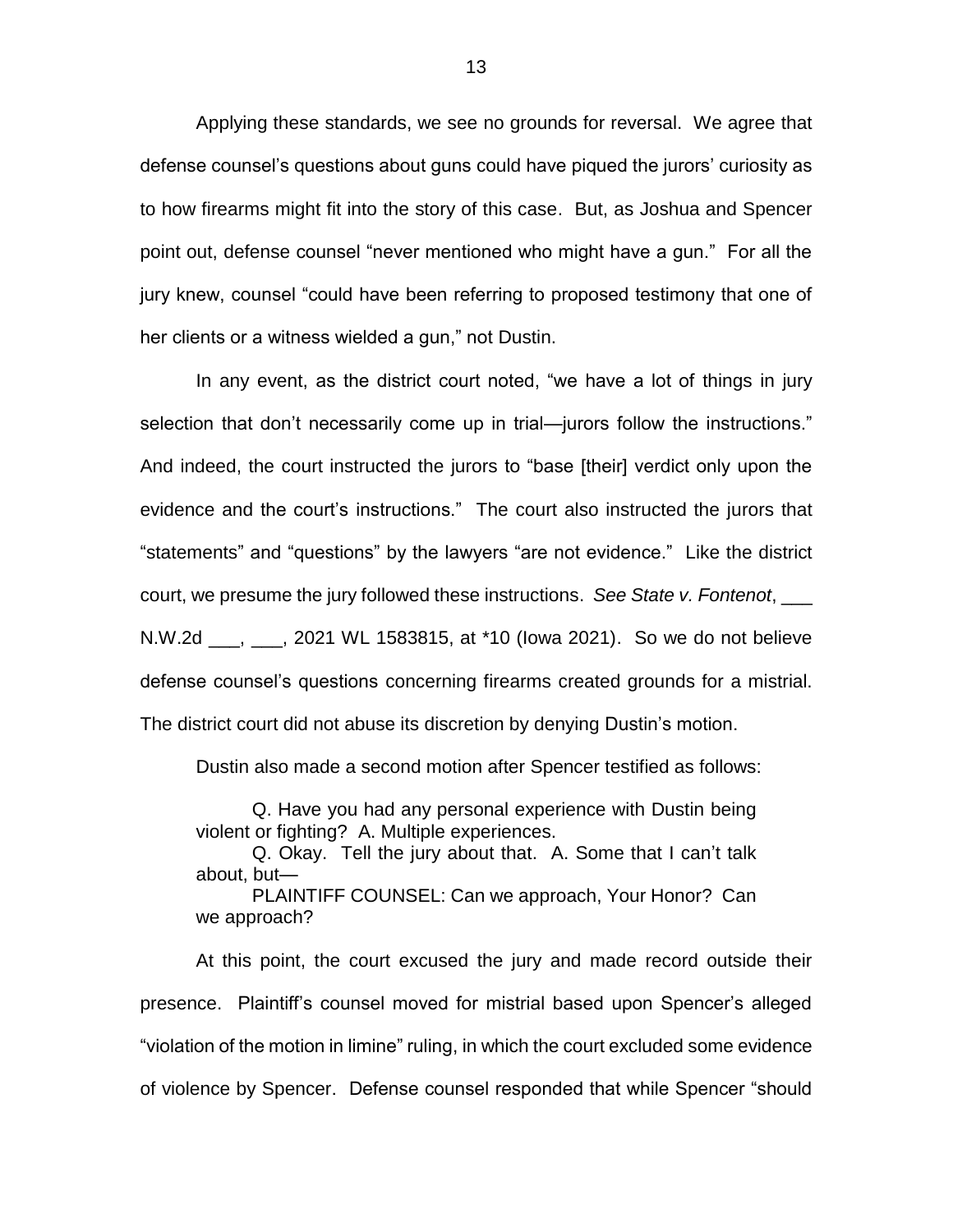Applying these standards, we see no grounds for reversal. We agree that defense counsel's questions about guns could have piqued the jurors' curiosity as to how firearms might fit into the story of this case. But, as Joshua and Spencer point out, defense counsel "never mentioned who might have a gun." For all the jury knew, counsel "could have been referring to proposed testimony that one of her clients or a witness wielded a gun," not Dustin.

In any event, as the district court noted, "we have a lot of things in jury selection that don't necessarily come up in trial—jurors follow the instructions." And indeed, the court instructed the jurors to "base [their] verdict only upon the evidence and the court's instructions." The court also instructed the jurors that "statements" and "questions" by the lawyers "are not evidence." Like the district court, we presume the jury followed these instructions. *See State v. Fontenot*, ___ N.W.2d ___, ___, 2021 WL 1583815, at *10 (Iowa 2021). So we do not believe defense counsel's questions concerning firearms created grounds for a mistrial. The district court did not abuse its discretion by denying Dustin's motion.

Dustin also made a second motion after Spencer testified as follows:

> Q. Have you had any personal experience with Dustin being violent or fighting? A. Multiple experiences.
>
> Q. Okay. Tell the jury about that. A. Some that I can't talk about, but—
>
> PLAINTIFF COUNSEL: Can we approach, Your Honor? Can we approach?

At this point, the court excused the jury and made record outside their presence. Plaintiff's counsel moved for mistrial based upon Spencer's alleged "violation of the motion in limine" ruling, in which the court excluded some evidence of violence by Spencer. Defense counsel responded that while Spencer "should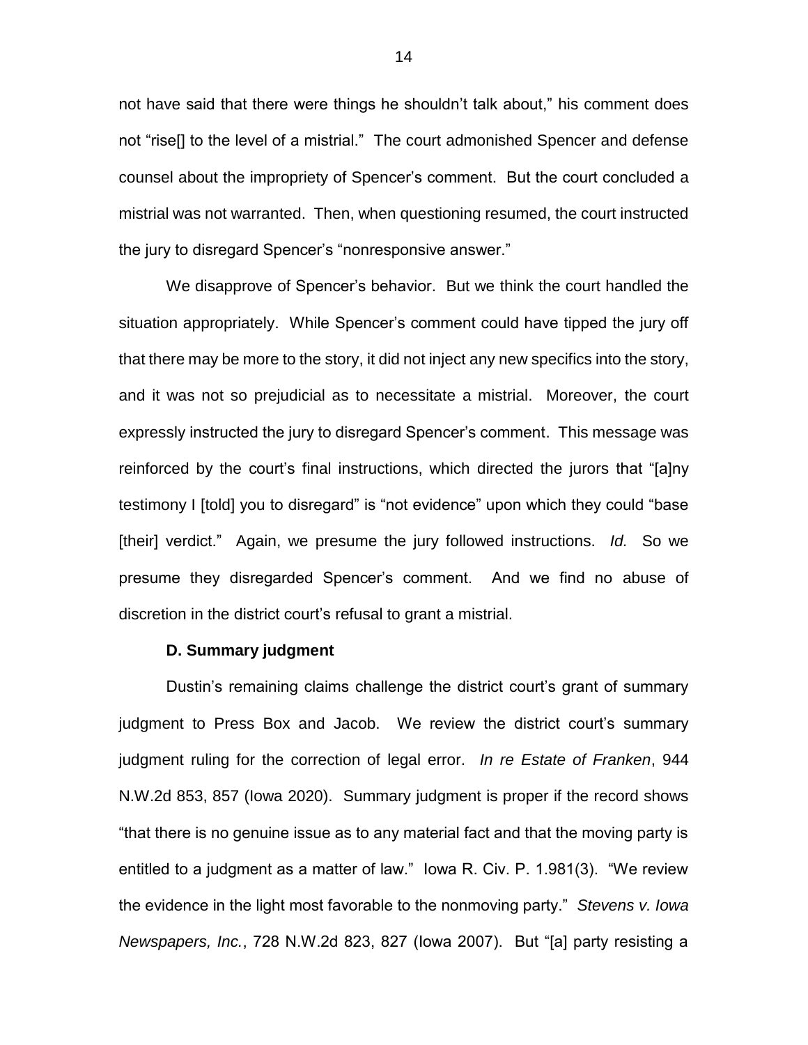not have said that there were things he shouldn't talk about," his comment does not "rise[] to the level of a mistrial." The court admonished Spencer and defense counsel about the impropriety of Spencer's comment. But the court concluded a mistrial was not warranted. Then, when questioning resumed, the court instructed the jury to disregard Spencer's "nonresponsive answer."

We disapprove of Spencer's behavior. But we think the court handled the situation appropriately. While Spencer's comment could have tipped the jury off that there may be more to the story, it did not inject any new specifics into the story, and it was not so prejudicial as to necessitate a mistrial. Moreover, the court expressly instructed the jury to disregard Spencer's comment. This message was reinforced by the court's final instructions, which directed the jurors that "[a]ny testimony I [told] you to disregard" is "not evidence" upon which they could "base [their] verdict." Again, we presume the jury followed instructions. *Id.* So we presume they disregarded Spencer's comment. And we find no abuse of discretion in the district court's refusal to grant a mistrial.

**D. Summary judgment**

Dustin's remaining claims challenge the district court's grant of summary judgment to Press Box and Jacob. We review the district court's summary judgment ruling for the correction of legal error. *In re Estate of Franken*, 944 N.W.2d 853, 857 (Iowa 2020). Summary judgment is proper if the record shows "that there is no genuine issue as to any material fact and that the moving party is entitled to a judgment as a matter of law." Iowa R. Civ. P. 1.981(3). "We review the evidence in the light most favorable to the nonmoving party." *Stevens v. Iowa Newspapers, Inc.*, 728 N.W.2d 823, 827 (Iowa 2007). But "[a] party resisting a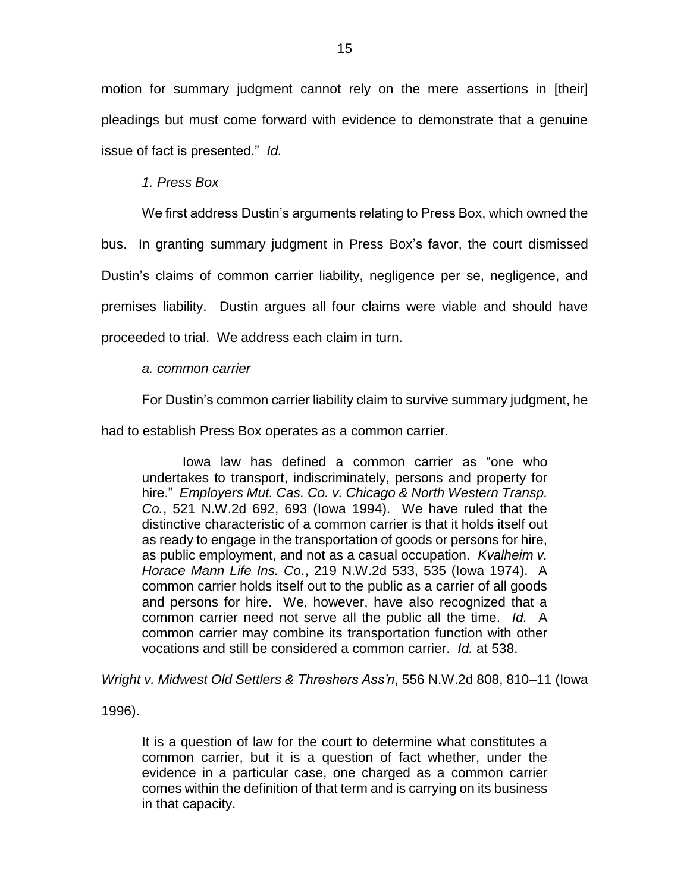motion for summary judgment cannot rely on the mere assertions in [their] pleadings but must come forward with evidence to demonstrate that a genuine issue of fact is presented." *Id.*

*1. Press Box*

We first address Dustin's arguments relating to Press Box, which owned the bus. In granting summary judgment in Press Box's favor, the court dismissed Dustin's claims of common carrier liability, negligence per se, negligence, and premises liability. Dustin argues all four claims were viable and should have proceeded to trial. We address each claim in turn.

*a. common carrier*

For Dustin's common carrier liability claim to survive summary judgment, he had to establish Press Box operates as a common carrier.

> Iowa law has defined a common carrier as "one who undertakes to transport, indiscriminately, persons and property for hire." *Employers Mut. Cas. Co. v. Chicago & North Western Transp. Co.*, 521 N.W.2d 692, 693 (Iowa 1994). We have ruled that the distinctive characteristic of a common carrier is that it holds itself out as ready to engage in the transportation of goods or persons for hire, as public employment, and not as a casual occupation. *Kvalheim v. Horace Mann Life Ins. Co.*, 219 N.W.2d 533, 535 (Iowa 1974). A common carrier holds itself out to the public as a carrier of all goods and persons for hire. We, however, have also recognized that a common carrier need not serve all the public all the time. *Id.* A common carrier may combine its transportation function with other vocations and still be considered a common carrier. *Id.* at 538.

*Wright v. Midwest Old Settlers & Threshers Ass'n*, 556 N.W.2d 808, 810–11 (Iowa 1996).

> It is a question of law for the court to determine what constitutes a common carrier, but it is a question of fact whether, under the evidence in a particular case, one charged as a common carrier comes within the definition of that term and is carrying on its business in that capacity.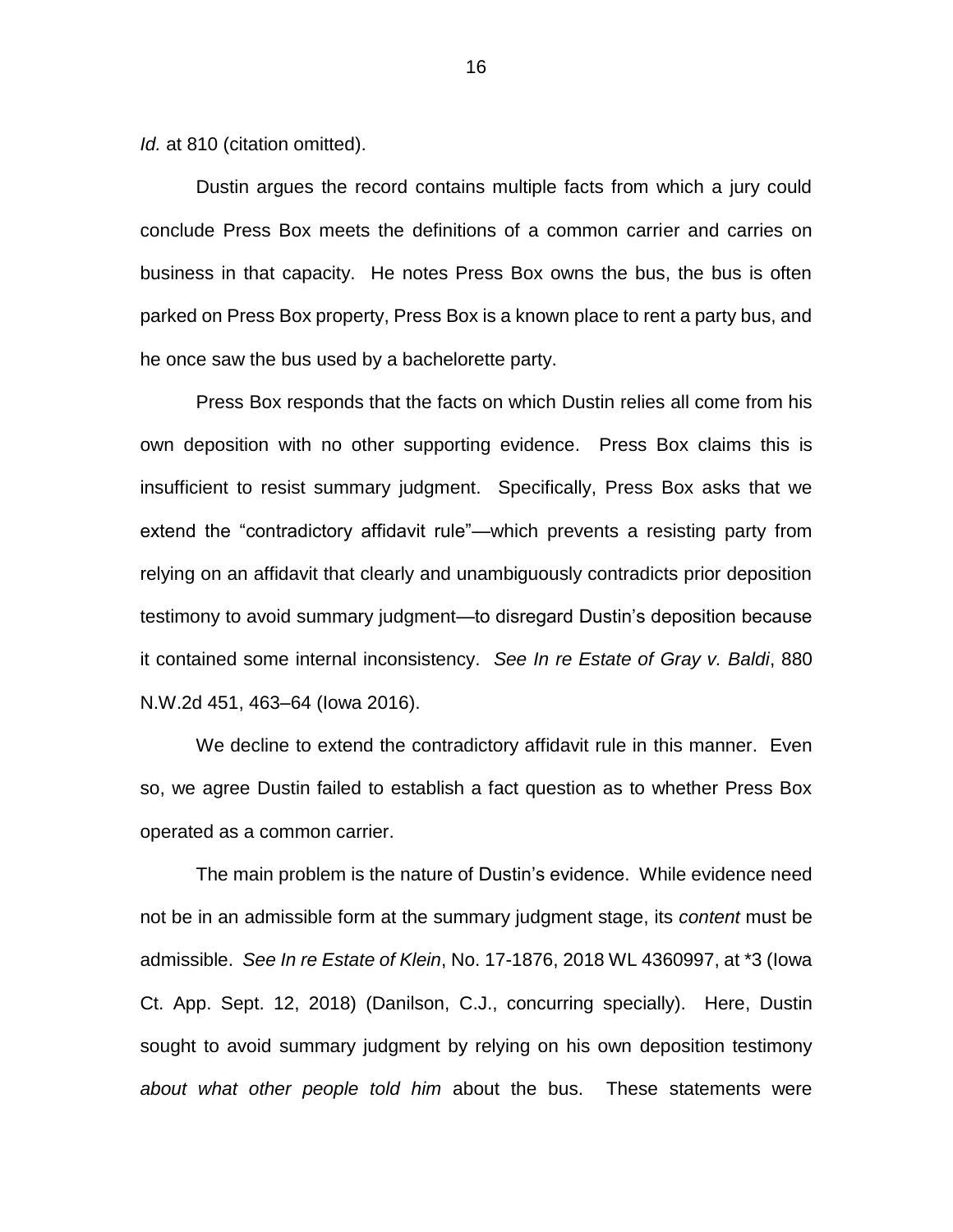*Id.* at 810 (citation omitted).

Dustin argues the record contains multiple facts from which a jury could conclude Press Box meets the definitions of a common carrier and carries on business in that capacity. He notes Press Box owns the bus, the bus is often parked on Press Box property, Press Box is a known place to rent a party bus, and he once saw the bus used by a bachelorette party.

Press Box responds that the facts on which Dustin relies all come from his own deposition with no other supporting evidence. Press Box claims this is insufficient to resist summary judgment. Specifically, Press Box asks that we extend the "contradictory affidavit rule"—which prevents a resisting party from relying on an affidavit that clearly and unambiguously contradicts prior deposition testimony to avoid summary judgment—to disregard Dustin's deposition because it contained some internal inconsistency. *See In re Estate of Gray v. Baldi*, 880 N.W.2d 451, 463–64 (Iowa 2016).

We decline to extend the contradictory affidavit rule in this manner. Even so, we agree Dustin failed to establish a fact question as to whether Press Box operated as a common carrier.

The main problem is the nature of Dustin's evidence. While evidence need not be in an admissible form at the summary judgment stage, its *content* must be admissible. *See In re Estate of Klein*, No. 17-1876, 2018 WL 4360997, at *3 (Iowa Ct. App. Sept. 12, 2018) (Danilson, C.J., concurring specially). Here, Dustin sought to avoid summary judgment by relying on his own deposition testimony *about what other people told him* about the bus. These statements were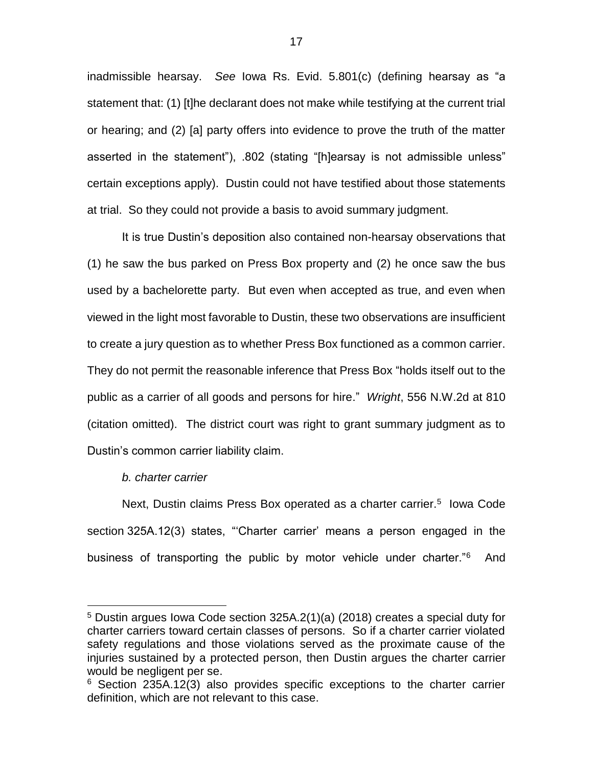inadmissible hearsay. *See* Iowa Rs. Evid. 5.801(c) (defining hearsay as "a statement that: (1) [t]he declarant does not make while testifying at the current trial or hearing; and (2) [a] party offers into evidence to prove the truth of the matter asserted in the statement"), .802 (stating "[h]earsay is not admissible unless" certain exceptions apply). Dustin could not have testified about those statements at trial. So they could not provide a basis to avoid summary judgment.

It is true Dustin's deposition also contained non-hearsay observations that (1) he saw the bus parked on Press Box property and (2) he once saw the bus used by a bachelorette party. But even when accepted as true, and even when viewed in the light most favorable to Dustin, these two observations are insufficient to create a jury question as to whether Press Box functioned as a common carrier. They do not permit the reasonable inference that Press Box "holds itself out to the public as a carrier of all goods and persons for hire." *Wright*, 556 N.W.2d at 810 (citation omitted). The district court was right to grant summary judgment as to Dustin's common carrier liability claim.

*b. charter carrier*

Next, Dustin claims Press Box operated as a charter carrier.[5] Iowa Code section 325A.12(3) states, "'Charter carrier' means a person engaged in the business of transporting the public by motor vehicle under charter."[6] And

---

[5] Dustin argues Iowa Code section 325A.2(1)(a) (2018) creates a special duty for charter carriers toward certain classes of persons. So if a charter carrier violated safety regulations and those violations served as the proximate cause of the injuries sustained by a protected person, then Dustin argues the charter carrier would be negligent per se.

[6] Section 235A.12(3) also provides specific exceptions to the charter carrier definition, which are not relevant to this case.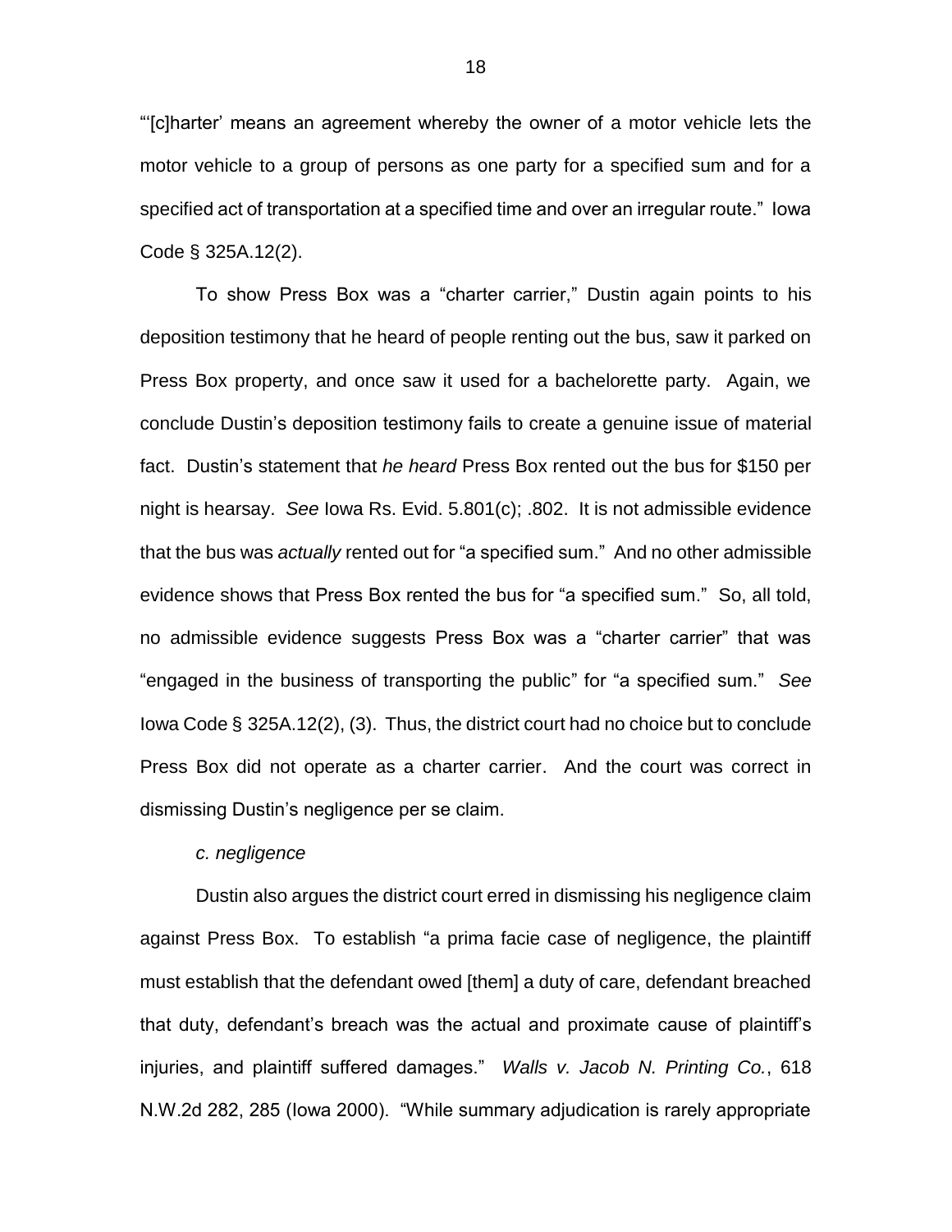"'[c]harter' means an agreement whereby the owner of a motor vehicle lets the motor vehicle to a group of persons as one party for a specified sum and for a specified act of transportation at a specified time and over an irregular route." Iowa Code § 325A.12(2).

To show Press Box was a "charter carrier," Dustin again points to his deposition testimony that he heard of people renting out the bus, saw it parked on Press Box property, and once saw it used for a bachelorette party. Again, we conclude Dustin's deposition testimony fails to create a genuine issue of material fact. Dustin's statement that *he heard* Press Box rented out the bus for $150 per night is hearsay. *See* Iowa Rs. Evid. 5.801(c); .802. It is not admissible evidence that the bus was *actually* rented out for "a specified sum." And no other admissible evidence shows that Press Box rented the bus for "a specified sum." So, all told, no admissible evidence suggests Press Box was a "charter carrier" that was "engaged in the business of transporting the public" for "a specified sum." *See* Iowa Code § 325A.12(2), (3). Thus, the district court had no choice but to conclude Press Box did not operate as a charter carrier. And the court was correct in dismissing Dustin's negligence per se claim.

*c. negligence*

Dustin also argues the district court erred in dismissing his negligence claim against Press Box. To establish "a prima facie case of negligence, the plaintiff must establish that the defendant owed [them] a duty of care, defendant breached that duty, defendant's breach was the actual and proximate cause of plaintiff's injuries, and plaintiff suffered damages." *Walls v. Jacob N. Printing Co.*, 618 N.W.2d 282, 285 (Iowa 2000). "While summary adjudication is rarely appropriate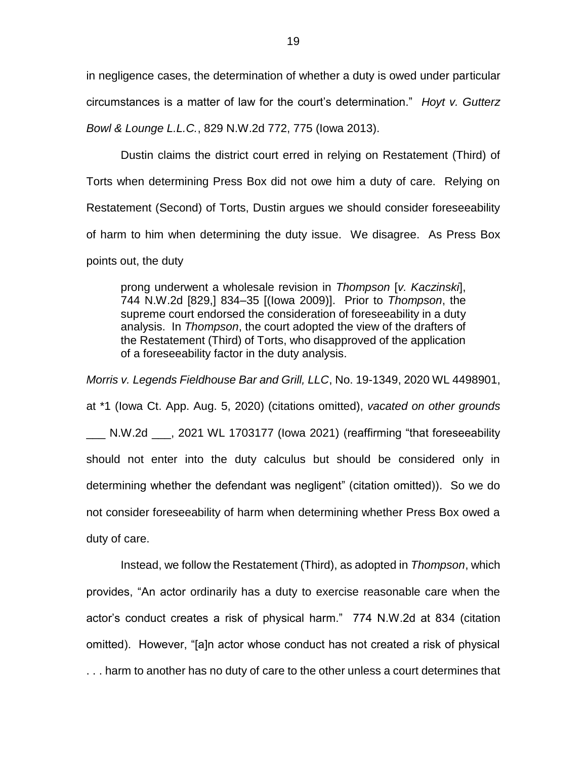in negligence cases, the determination of whether a duty is owed under particular circumstances is a matter of law for the court's determination." *Hoyt v. Gutterz Bowl & Lounge L.L.C.*, 829 N.W.2d 772, 775 (Iowa 2013).

Dustin claims the district court erred in relying on Restatement (Third) of Torts when determining Press Box did not owe him a duty of care. Relying on Restatement (Second) of Torts, Dustin argues we should consider foreseeability of harm to him when determining the duty issue. We disagree. As Press Box points out, the duty

> prong underwent a wholesale revision in *Thompson* [*v. Kaczinski*], 744 N.W.2d [829,] 834–35 [(Iowa 2009)]. Prior to *Thompson*, the supreme court endorsed the consideration of foreseeability in a duty analysis. In *Thompson*, the court adopted the view of the drafters of the Restatement (Third) of Torts, who disapproved of the application of a foreseeability factor in the duty analysis.

*Morris v. Legends Fieldhouse Bar and Grill, LLC*, No. 19-1349, 2020 WL 4498901, at *1 (Iowa Ct. App. Aug. 5, 2020) (citations omitted), *vacated on other grounds* ___ N.W.2d ___, 2021 WL 1703177 (Iowa 2021) (reaffirming "that foreseeability should not enter into the duty calculus but should be considered only in determining whether the defendant was negligent" (citation omitted)). So we do not consider foreseeability of harm when determining whether Press Box owed a duty of care.

Instead, we follow the Restatement (Third), as adopted in *Thompson*, which provides, "An actor ordinarily has a duty to exercise reasonable care when the actor's conduct creates a risk of physical harm." 774 N.W.2d at 834 (citation omitted). However, "[a]n actor whose conduct has not created a risk of physical . . . harm to another has no duty of care to the other unless a court determines that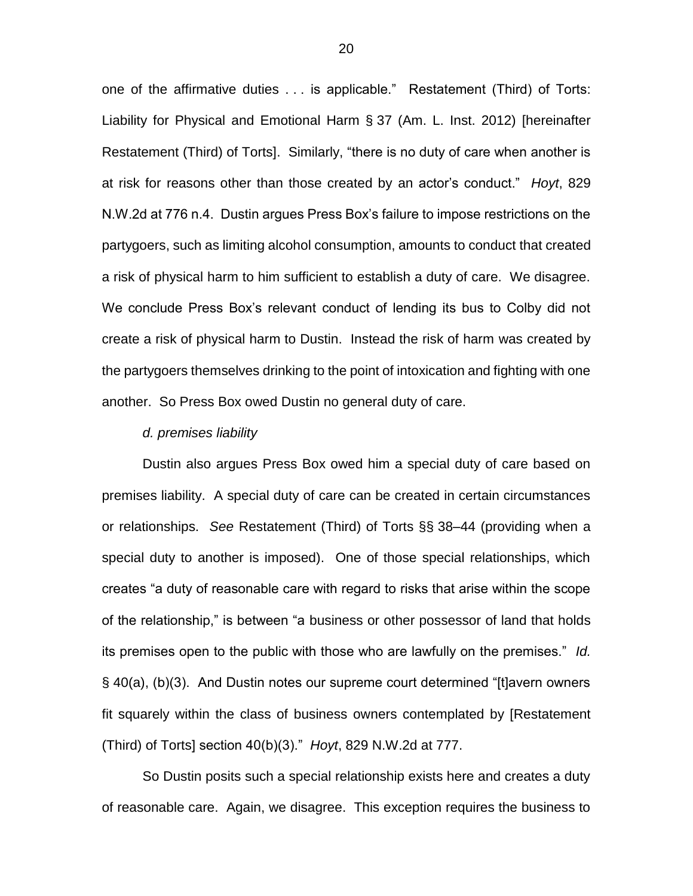one of the affirmative duties . . . is applicable." Restatement (Third) of Torts: Liability for Physical and Emotional Harm § 37 (Am. L. Inst. 2012) [hereinafter Restatement (Third) of Torts]. Similarly, "there is no duty of care when another is at risk for reasons other than those created by an actor's conduct." *Hoyt*, 829 N.W.2d at 776 n.4. Dustin argues Press Box's failure to impose restrictions on the partygoers, such as limiting alcohol consumption, amounts to conduct that created a risk of physical harm to him sufficient to establish a duty of care. We disagree. We conclude Press Box's relevant conduct of lending its bus to Colby did not create a risk of physical harm to Dustin. Instead the risk of harm was created by the partygoers themselves drinking to the point of intoxication and fighting with one another. So Press Box owed Dustin no general duty of care.

*d. premises liability*

Dustin also argues Press Box owed him a special duty of care based on premises liability. A special duty of care can be created in certain circumstances or relationships. *See* Restatement (Third) of Torts §§ 38–44 (providing when a special duty to another is imposed). One of those special relationships, which creates "a duty of reasonable care with regard to risks that arise within the scope of the relationship," is between "a business or other possessor of land that holds its premises open to the public with those who are lawfully on the premises." *Id.* § 40(a), (b)(3). And Dustin notes our supreme court determined "[t]avern owners fit squarely within the class of business owners contemplated by [Restatement (Third) of Torts] section 40(b)(3)." *Hoyt*, 829 N.W.2d at 777.

So Dustin posits such a special relationship exists here and creates a duty of reasonable care. Again, we disagree. This exception requires the business to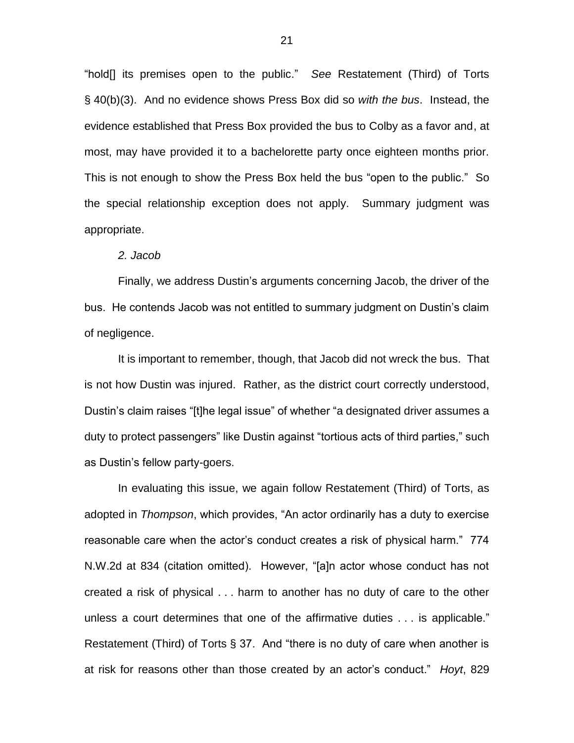"hold[] its premises open to the public." *See* Restatement (Third) of Torts § 40(b)(3). And no evidence shows Press Box did so *with the bus*. Instead, the evidence established that Press Box provided the bus to Colby as a favor and, at most, may have provided it to a bachelorette party once eighteen months prior. This is not enough to show the Press Box held the bus "open to the public." So the special relationship exception does not apply. Summary judgment was appropriate.

*2. Jacob*

Finally, we address Dustin's arguments concerning Jacob, the driver of the bus. He contends Jacob was not entitled to summary judgment on Dustin's claim of negligence.

It is important to remember, though, that Jacob did not wreck the bus. That is not how Dustin was injured. Rather, as the district court correctly understood, Dustin's claim raises "[t]he legal issue" of whether "a designated driver assumes a duty to protect passengers" like Dustin against "tortious acts of third parties," such as Dustin's fellow party-goers.

In evaluating this issue, we again follow Restatement (Third) of Torts, as adopted in *Thompson*, which provides, "An actor ordinarily has a duty to exercise reasonable care when the actor's conduct creates a risk of physical harm." 774 N.W.2d at 834 (citation omitted). However, "[a]n actor whose conduct has not created a risk of physical . . . harm to another has no duty of care to the other unless a court determines that one of the affirmative duties . . . is applicable." Restatement (Third) of Torts § 37. And "there is no duty of care when another is at risk for reasons other than those created by an actor's conduct." *Hoyt*, 829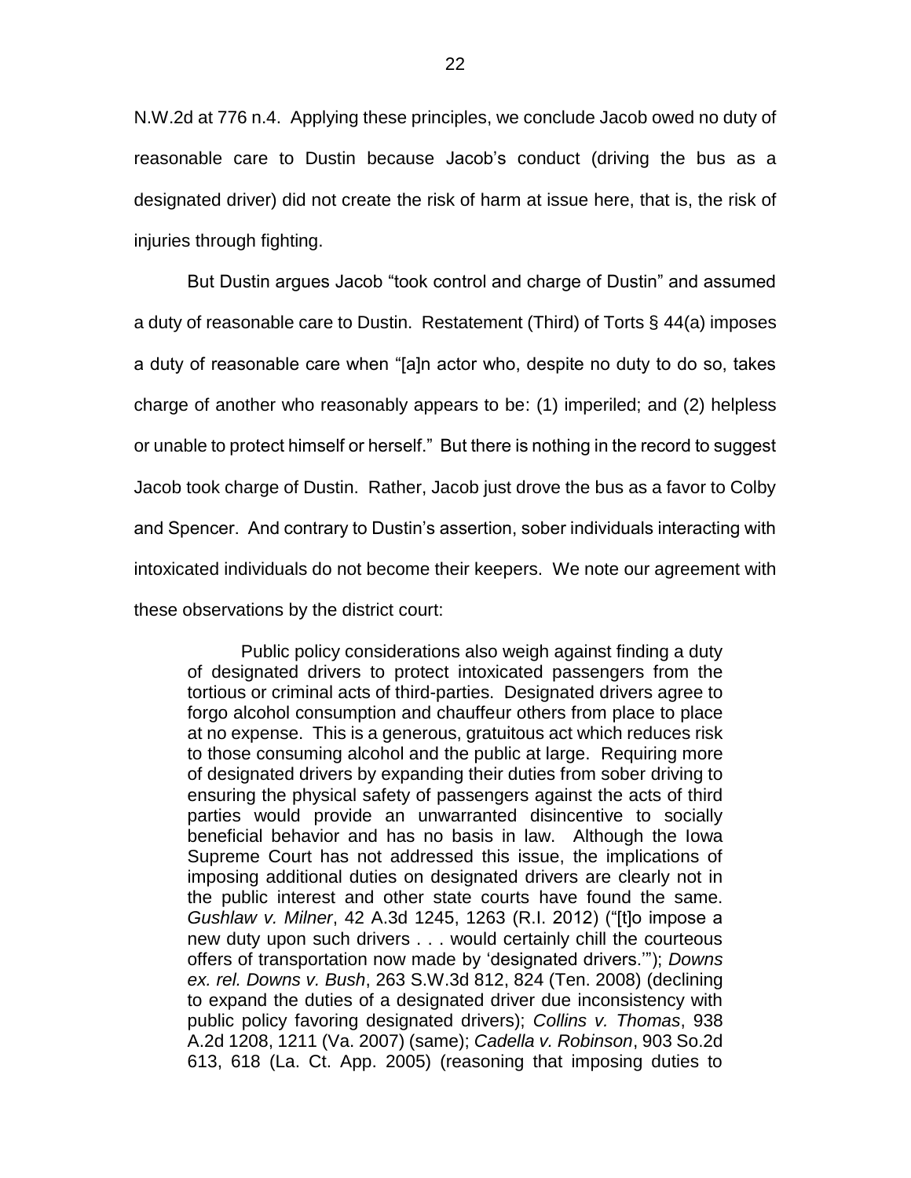N.W.2d at 776 n.4. Applying these principles, we conclude Jacob owed no duty of reasonable care to Dustin because Jacob's conduct (driving the bus as a designated driver) did not create the risk of harm at issue here, that is, the risk of injuries through fighting.

But Dustin argues Jacob "took control and charge of Dustin" and assumed a duty of reasonable care to Dustin. Restatement (Third) of Torts § 44(a) imposes a duty of reasonable care when "[a]n actor who, despite no duty to do so, takes charge of another who reasonably appears to be: (1) imperiled; and (2) helpless or unable to protect himself or herself." But there is nothing in the record to suggest Jacob took charge of Dustin. Rather, Jacob just drove the bus as a favor to Colby and Spencer. And contrary to Dustin's assertion, sober individuals interacting with intoxicated individuals do not become their keepers. We note our agreement with these observations by the district court:

> Public policy considerations also weigh against finding a duty of designated drivers to protect intoxicated passengers from the tortious or criminal acts of third-parties. Designated drivers agree to forgo alcohol consumption and chauffeur others from place to place at no expense. This is a generous, gratuitous act which reduces risk to those consuming alcohol and the public at large. Requiring more of designated drivers by expanding their duties from sober driving to ensuring the physical safety of passengers against the acts of third parties would provide an unwarranted disincentive to socially beneficial behavior and has no basis in law. Although the Iowa Supreme Court has not addressed this issue, the implications of imposing additional duties on designated drivers are clearly not in the public interest and other state courts have found the same. *Gushlaw v. Milner*, 42 A.3d 1245, 1263 (R.I. 2012) ("[t]o impose a new duty upon such drivers . . . would certainly chill the courteous offers of transportation now made by 'designated drivers.'"); *Downs ex. rel. Downs v. Bush*, 263 S.W.3d 812, 824 (Ten. 2008) (declining to expand the duties of a designated driver due inconsistency with public policy favoring designated drivers); *Collins v. Thomas*, 938 A.2d 1208, 1211 (Va. 2007) (same); *Cadella v. Robinson*, 903 So.2d 613, 618 (La. Ct. App. 2005) (reasoning that imposing duties to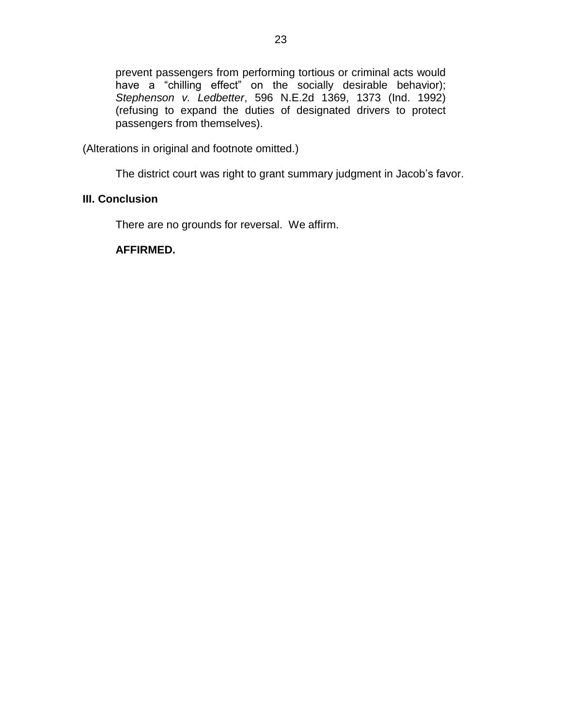> prevent passengers from performing tortious or criminal acts would have a "chilling effect" on the socially desirable behavior); *Stephenson v. Ledbetter*, 596 N.E.2d 1369, 1373 (Ind. 1992) (refusing to expand the duties of designated drivers to protect passengers from themselves).

(Alterations in original and footnote omitted.)

The district court was right to grant summary judgment in Jacob's favor.

## III. Conclusion

There are no grounds for reversal. We affirm.

**AFFIRMED.**